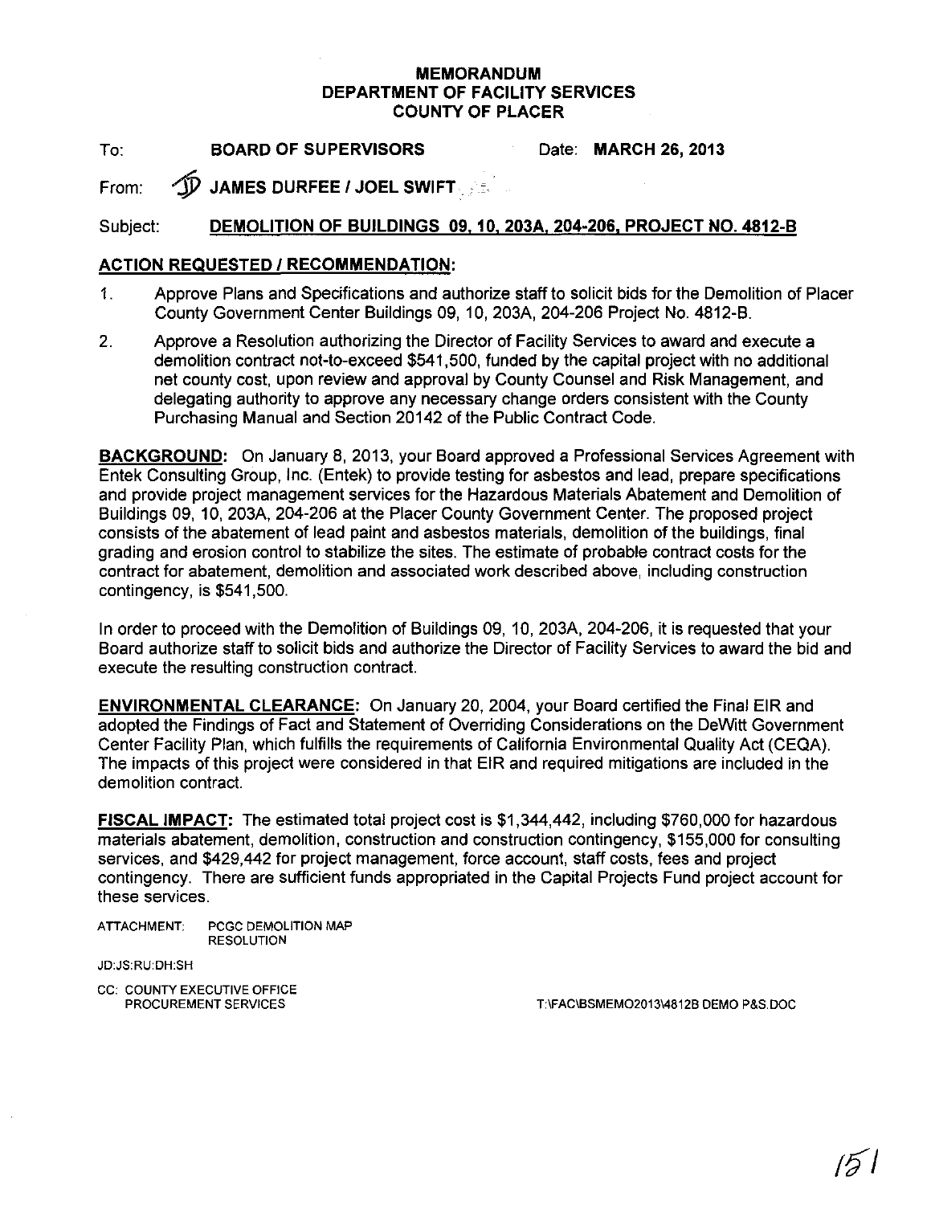# MEMORANDUM
## DEPARTMENT OF FACILITY SERVICES
## COUNTY OF PLACER

To: **BOARD OF SUPERVISORS** Date: **MARCH 26, 2013**

From: **JAMES DURFEE / JOEL SWIFT**

Subject: **DEMOLITION OF BUILDINGS 09, 10, 203A, 204-206, PROJECT NO. 4812-B**

**ACTION REQUESTED / RECOMMENDATION:**

1. Approve Plans and Specifications and authorize staff to solicit bids for the Demolition of Placer County Government Center Buildings 09, 10, 203A, 204-206 Project No. 4812-B.
2. Approve a Resolution authorizing the Director of Facility Services to award and execute a demolition contract not-to-exceed $541,500, funded by the capital project with no additional net county cost, upon review and approval by County Counsel and Risk Management, and delegating authority to approve any necessary change orders consistent with the County Purchasing Manual and Section 20142 of the Public Contract Code.

**BACKGROUND:** On January 8, 2013, your Board approved a Professional Services Agreement with Entek Consulting Group, Inc. (Entek) to provide testing for asbestos and lead, prepare specifications and provide project management services for the Hazardous Materials Abatement and Demolition of Buildings 09, 10, 203A, 204-206 at the Placer County Government Center. The proposed project consists of the abatement of lead paint and asbestos materials, demolition of the buildings, final grading and erosion control to stabilize the sites. The estimate of probable contract costs for the contract for abatement, demolition and associated work described above, including construction contingency, is $541,500.

In order to proceed with the Demolition of Buildings 09, 10, 203A, 204-206, it is requested that your Board authorize staff to solicit bids and authorize the Director of Facility Services to award the bid and execute the resulting construction contract.

**ENVIRONMENTAL CLEARANCE:** On January 20, 2004, your Board certified the Final EIR and adopted the Findings of Fact and Statement of Overriding Considerations on the DeWitt Government Center Facility Plan, which fulfills the requirements of California Environmental Quality Act (CEQA). The impacts of this project were considered in that EIR and required mitigations are included in the demolition contract.

**FISCAL IMPACT:** The estimated total project cost is $1,344,442, including $760,000 for hazardous materials abatement, demolition, construction and construction contingency, $155,000 for consulting services, and $429,442 for project management, force account, staff costs, fees and project contingency. There are sufficient funds appropriated in the Capital Projects Fund project account for these services.

ATTACHMENT: PCGC DEMOLITION MAP
RESOLUTION

JD:JS:RU:DH:SH

CC: COUNTY EXECUTIVE OFFICE
PROCUREMENT SERVICES

T:\FAC\BSMEMO2013\4812B DEMO P&S.DOC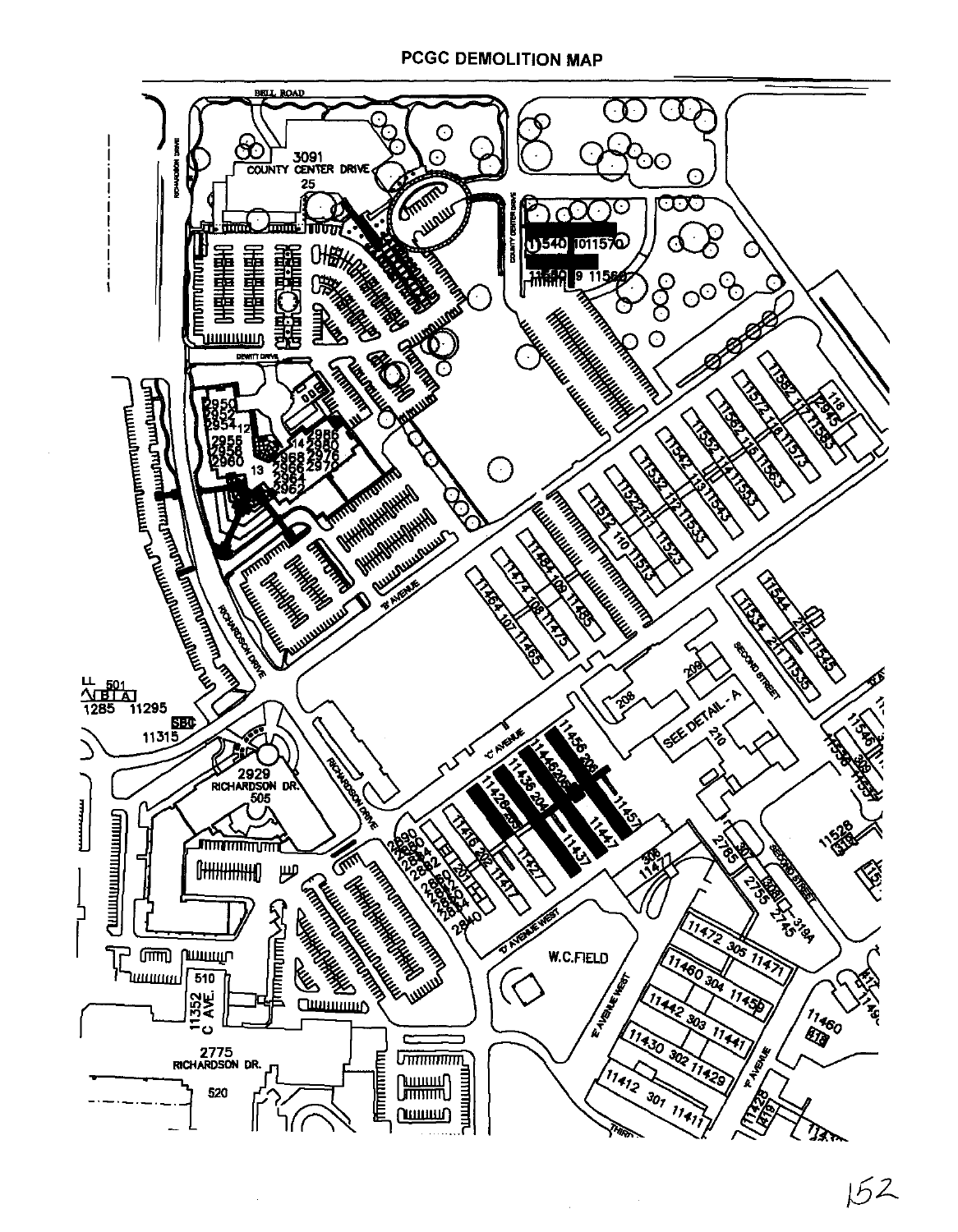# PCGC DEMOLITION MAP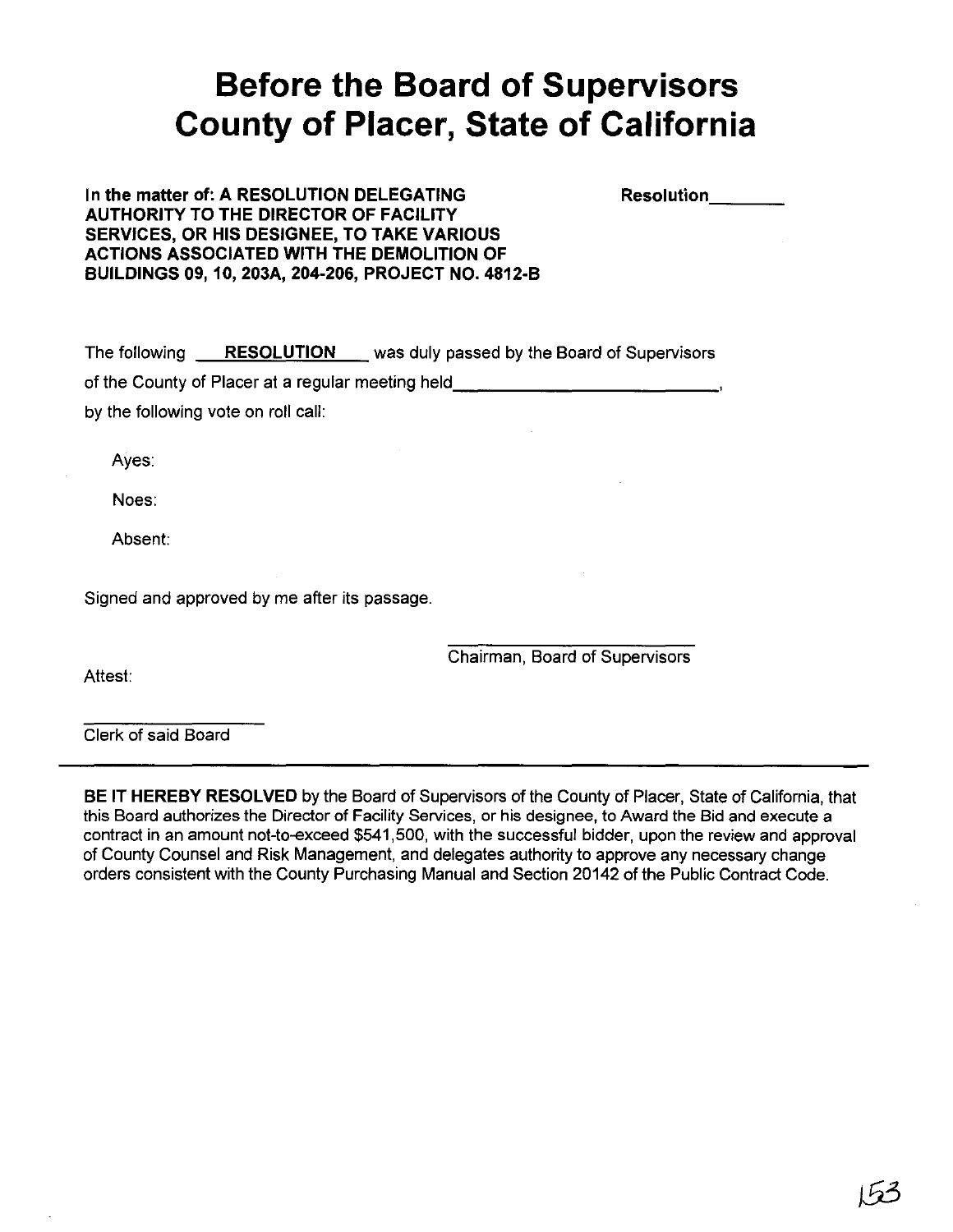# Before the Board of Supervisors County of Placer, State of California

**In the matter of: A RESOLUTION DELEGATING AUTHORITY TO THE DIRECTOR OF FACILITY SERVICES, OR HIS DESIGNEE, TO TAKE VARIOUS ACTIONS ASSOCIATED WITH THE DEMOLITION OF BUILDINGS 09, 10, 203A, 204-206, PROJECT NO. 4812-B**

**Resolution________**

The following **RESOLUTION** was duly passed by the Board of Supervisors of the County of Placer at a regular meeting held_________________________,

by the following vote on roll call:

Ayes:

Noes:

Absent:

Signed and approved by me after its passage.

_________________________
Chairman, Board of Supervisors

Attest:

_________________________
Clerk of said Board

---

**BE IT HEREBY RESOLVED** by the Board of Supervisors of the County of Placer, State of California, that this Board authorizes the Director of Facility Services, or his designee, to Award the Bid and execute a contract in an amount not-to-exceed $541,500, with the successful bidder, upon the review and approval of County Counsel and Risk Management, and delegates authority to approve any necessary change orders consistent with the County Purchasing Manual and Section 20142 of the Public Contract Code.